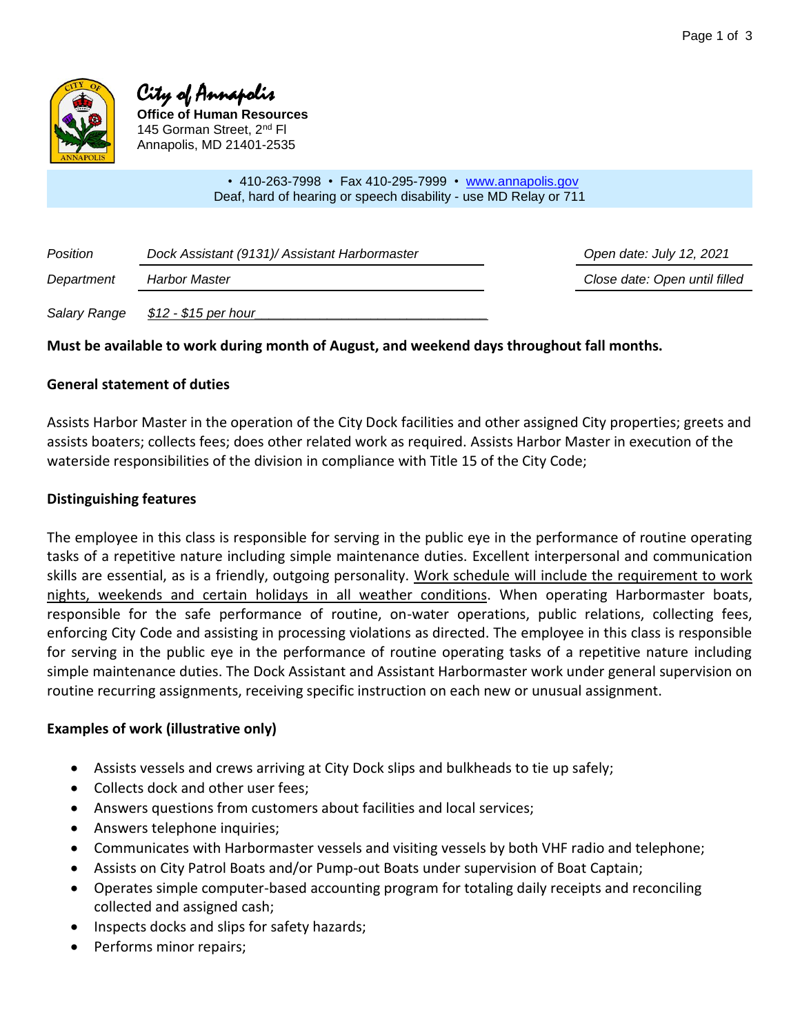# City of Annapolis

**Office of Human Resources**
145 Gorman Street, 2nd Fl
Annapolis, MD 21401-2535

• 410-263-7998 • Fax 410-295-7999 • www.annapolis.gov
Deaf, hard of hearing or speech disability - use MD Relay or 711

| | | |
|---|---|---|
| *Position* | *Dock Assistant (9131)/ Assistant Harbormaster* | *Open date: July 12, 2021* |
| *Department* | *Harbor Master* | *Close date: Open until filled* |
| *Salary Range* | *$12 - $15 per hour* | |

**Must be available to work during month of August, and weekend days throughout fall months.**

**General statement of duties**

Assists Harbor Master in the operation of the City Dock facilities and other assigned City properties; greets and assists boaters; collects fees; does other related work as required. Assists Harbor Master in execution of the waterside responsibilities of the division in compliance with Title 15 of the City Code;

**Distinguishing features**

The employee in this class is responsible for serving in the public eye in the performance of routine operating tasks of a repetitive nature including simple maintenance duties. Excellent interpersonal and communication skills are essential, as is a friendly, outgoing personality. Work schedule will include the requirement to work nights, weekends and certain holidays in all weather conditions. When operating Harbormaster boats, responsible for the safe performance of routine, on-water operations, public relations, collecting fees, enforcing City Code and assisting in processing violations as directed. The employee in this class is responsible for serving in the public eye in the performance of routine operating tasks of a repetitive nature including simple maintenance duties. The Dock Assistant and Assistant Harbormaster work under general supervision on routine recurring assignments, receiving specific instruction on each new or unusual assignment.

**Examples of work (illustrative only)**

- Assists vessels and crews arriving at City Dock slips and bulkheads to tie up safely;
- Collects dock and other user fees;
- Answers questions from customers about facilities and local services;
- Answers telephone inquiries;
- Communicates with Harbormaster vessels and visiting vessels by both VHF radio and telephone;
- Assists on City Patrol Boats and/or Pump-out Boats under supervision of Boat Captain;
- Operates simple computer-based accounting program for totaling daily receipts and reconciling collected and assigned cash;
- Inspects docks and slips for safety hazards;
- Performs minor repairs;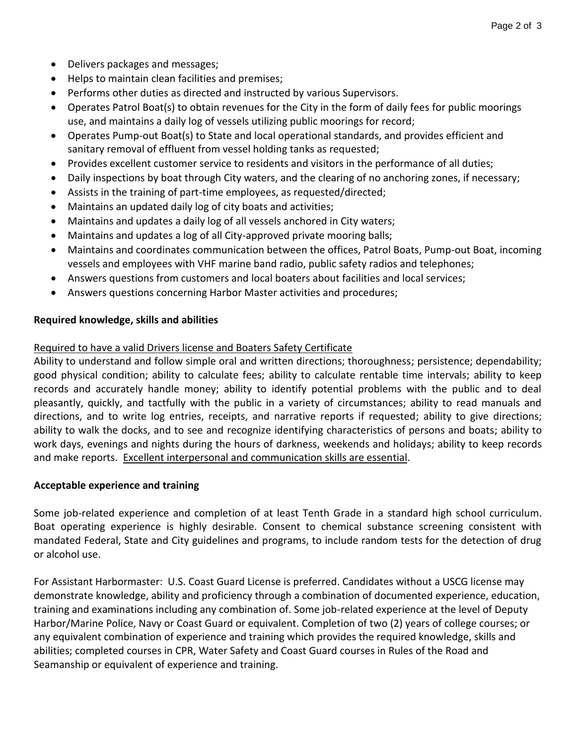- Delivers packages and messages;
- Helps to maintain clean facilities and premises;
- Performs other duties as directed and instructed by various Supervisors.
- Operates Patrol Boat(s) to obtain revenues for the City in the form of daily fees for public moorings use, and maintains a daily log of vessels utilizing public moorings for record;
- Operates Pump-out Boat(s) to State and local operational standards, and provides efficient and sanitary removal of effluent from vessel holding tanks as requested;
- Provides excellent customer service to residents and visitors in the performance of all duties;
- Daily inspections by boat through City waters, and the clearing of no anchoring zones, if necessary;
- Assists in the training of part-time employees, as requested/directed;
- Maintains an updated daily log of city boats and activities;
- Maintains and updates a daily log of all vessels anchored in City waters;
- Maintains and updates a log of all City-approved private mooring balls;
- Maintains and coordinates communication between the offices, Patrol Boats, Pump-out Boat, incoming vessels and employees with VHF marine band radio, public safety radios and telephones;
- Answers questions from customers and local boaters about facilities and local services;
- Answers questions concerning Harbor Master activities and procedures;

**Required knowledge, skills and abilities**

<u>Required to have a valid Drivers license and Boaters Safety Certificate</u>
Ability to understand and follow simple oral and written directions; thoroughness; persistence; dependability; good physical condition; ability to calculate fees; ability to calculate rentable time intervals; ability to keep records and accurately handle money; ability to identify potential problems with the public and to deal pleasantly, quickly, and tactfully with the public in a variety of circumstances; ability to read manuals and directions, and to write log entries, receipts, and narrative reports if requested; ability to give directions; ability to walk the docks, and to see and recognize identifying characteristics of persons and boats; ability to work days, evenings and nights during the hours of darkness, weekends and holidays; ability to keep records and make reports. <u>Excellent interpersonal and communication skills are essential</u>.

**Acceptable experience and training**

Some job-related experience and completion of at least Tenth Grade in a standard high school curriculum. Boat operating experience is highly desirable. Consent to chemical substance screening consistent with mandated Federal, State and City guidelines and programs, to include random tests for the detection of drug or alcohol use.

For Assistant Harbormaster: U.S. Coast Guard License is preferred. Candidates without a USCG license may demonstrate knowledge, ability and proficiency through a combination of documented experience, education, training and examinations including any combination of. Some job-related experience at the level of Deputy Harbor/Marine Police, Navy or Coast Guard or equivalent. Completion of two (2) years of college courses; or any equivalent combination of experience and training which provides the required knowledge, skills and abilities; completed courses in CPR, Water Safety and Coast Guard courses in Rules of the Road and Seamanship or equivalent of experience and training.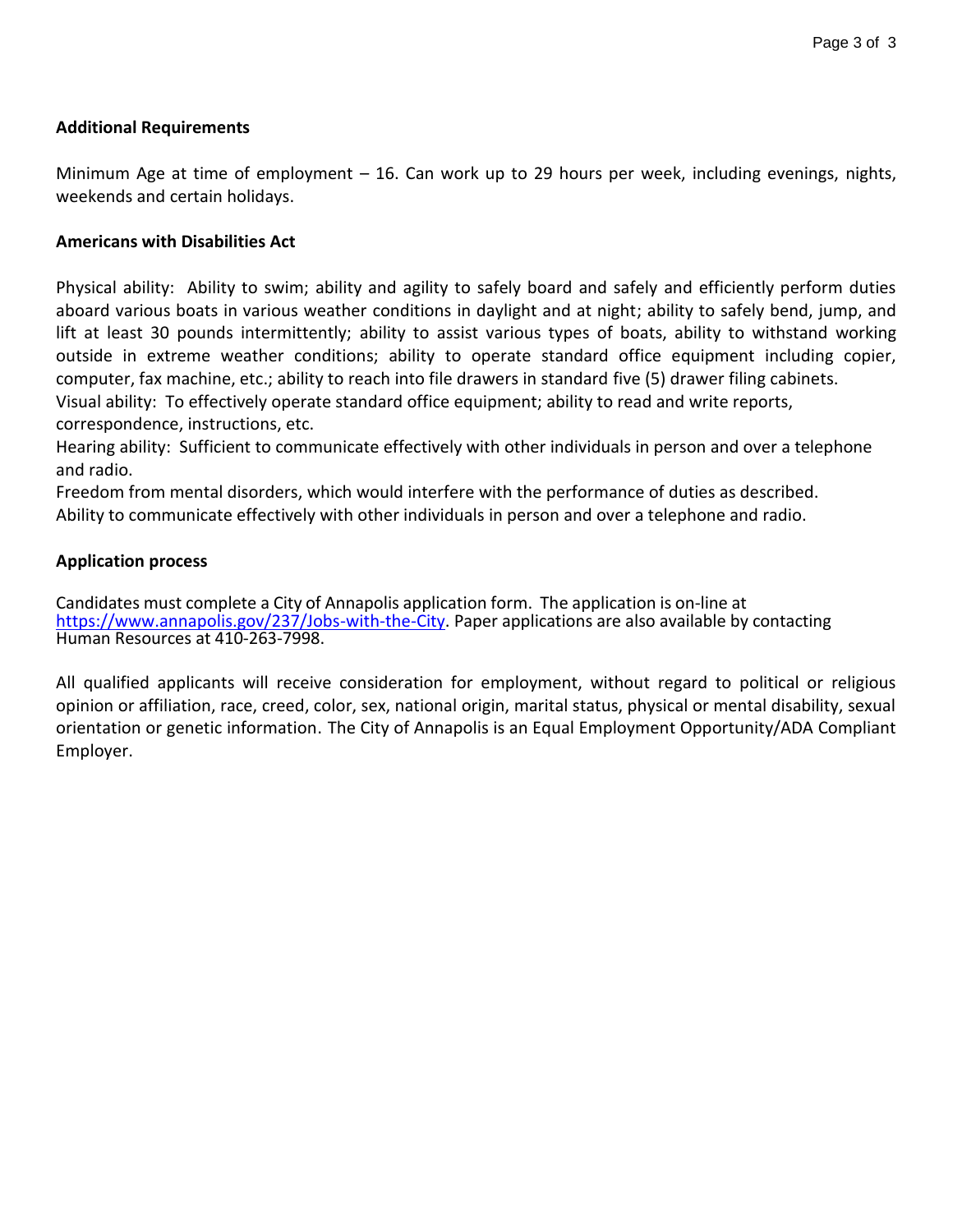**Additional Requirements**

Minimum Age at time of employment – 16. Can work up to 29 hours per week, including evenings, nights, weekends and certain holidays.

**Americans with Disabilities Act**

Physical ability: Ability to swim; ability and agility to safely board and safely and efficiently perform duties aboard various boats in various weather conditions in daylight and at night; ability to safely bend, jump, and lift at least 30 pounds intermittently; ability to assist various types of boats, ability to withstand working outside in extreme weather conditions; ability to operate standard office equipment including copier, computer, fax machine, etc.; ability to reach into file drawers in standard five (5) drawer filing cabinets.
Visual ability: To effectively operate standard office equipment; ability to read and write reports, correspondence, instructions, etc.
Hearing ability: Sufficient to communicate effectively with other individuals in person and over a telephone and radio.
Freedom from mental disorders, which would interfere with the performance of duties as described.
Ability to communicate effectively with other individuals in person and over a telephone and radio.

**Application process**

Candidates must complete a City of Annapolis application form. The application is on-line at https://www.annapolis.gov/237/Jobs-with-the-City. Paper applications are also available by contacting Human Resources at 410-263-7998.

All qualified applicants will receive consideration for employment, without regard to political or religious opinion or affiliation, race, creed, color, sex, national origin, marital status, physical or mental disability, sexual orientation or genetic information. The City of Annapolis is an Equal Employment Opportunity/ADA Compliant Employer.